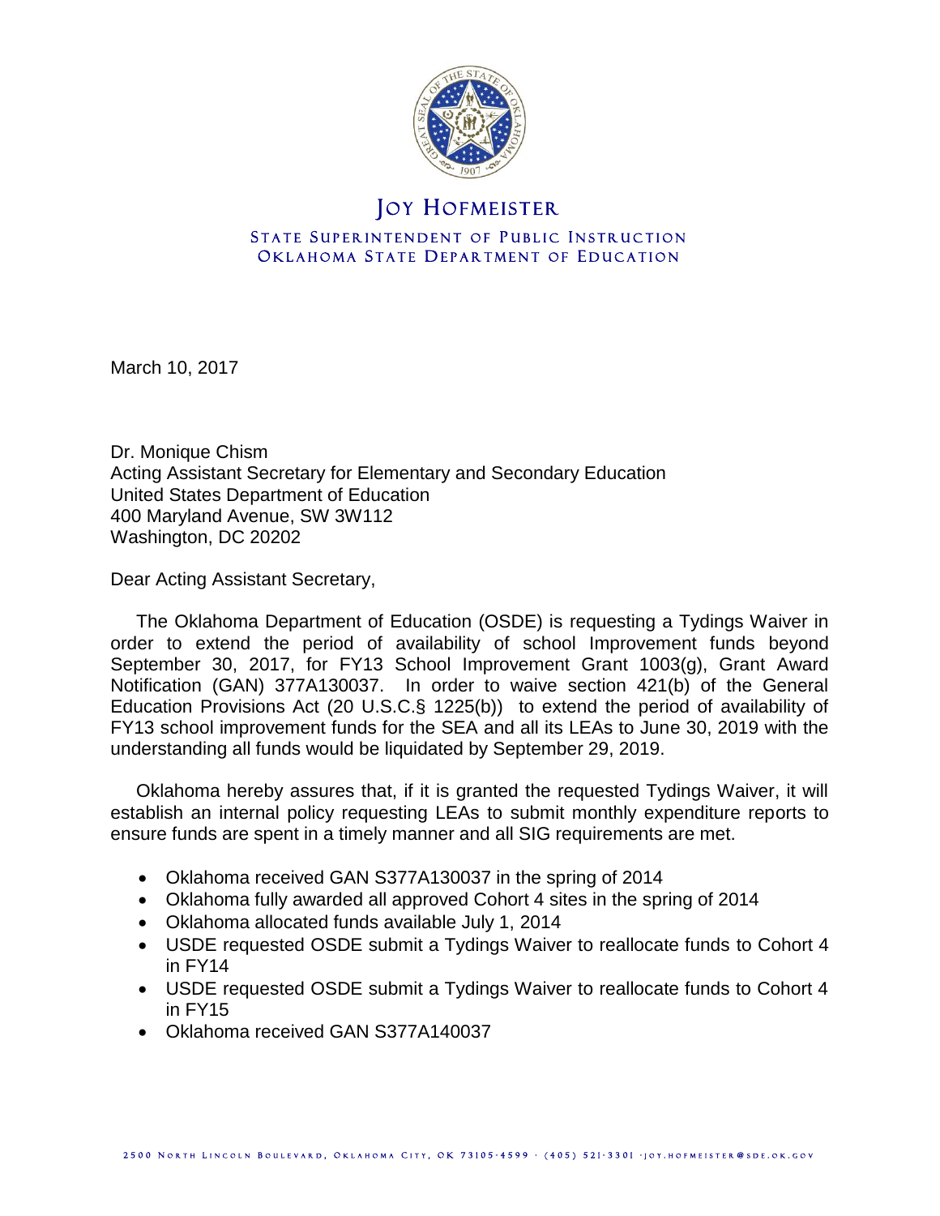# JOY HOFMEISTER

STATE SUPERINTENDENT OF PUBLIC INSTRUCTION
OKLAHOMA STATE DEPARTMENT OF EDUCATION

March 10, 2017

Dr. Monique Chism
Acting Assistant Secretary for Elementary and Secondary Education
United States Department of Education
400 Maryland Avenue, SW 3W112
Washington, DC 20202

Dear Acting Assistant Secretary,

The Oklahoma Department of Education (OSDE) is requesting a Tydings Waiver in order to extend the period of availability of school Improvement funds beyond September 30, 2017, for FY13 School Improvement Grant 1003(g), Grant Award Notification (GAN) 377A130037. In order to waive section 421(b) of the General Education Provisions Act (20 U.S.C.§ 1225(b)) to extend the period of availability of FY13 school improvement funds for the SEA and all its LEAs to June 30, 2019 with the understanding all funds would be liquidated by September 29, 2019.

Oklahoma hereby assures that, if it is granted the requested Tydings Waiver, it will establish an internal policy requesting LEAs to submit monthly expenditure reports to ensure funds are spent in a timely manner and all SIG requirements are met.

- Oklahoma received GAN S377A130037 in the spring of 2014
- Oklahoma fully awarded all approved Cohort 4 sites in the spring of 2014
- Oklahoma allocated funds available July 1, 2014
- USDE requested OSDE submit a Tydings Waiver to reallocate funds to Cohort 4 in FY14
- USDE requested OSDE submit a Tydings Waiver to reallocate funds to Cohort 4 in FY15
- Oklahoma received GAN S377A140037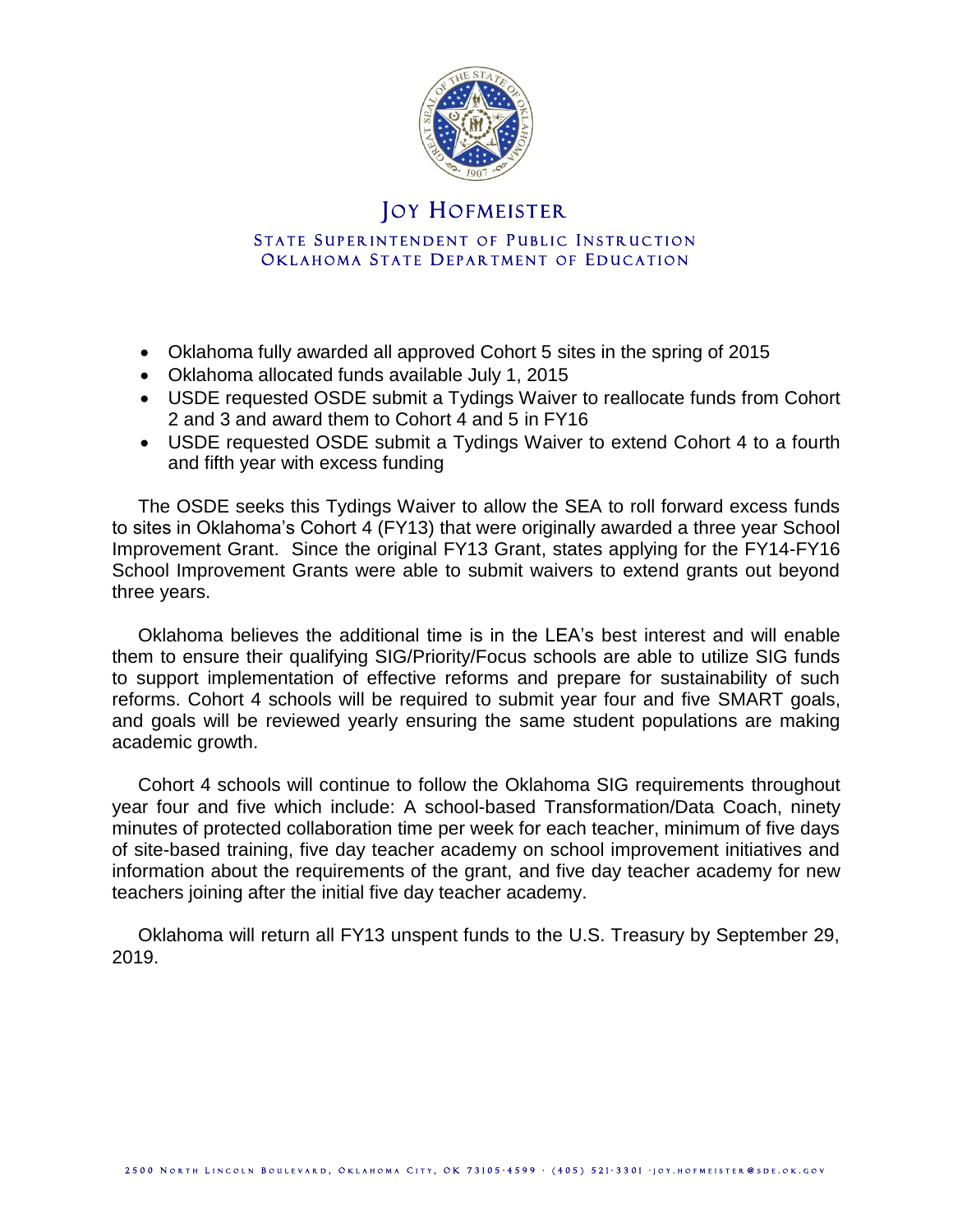# Joy Hofmeister

State Superintendent of Public Instruction
Oklahoma State Department of Education

- Oklahoma fully awarded all approved Cohort 5 sites in the spring of 2015
- Oklahoma allocated funds available July 1, 2015
- USDE requested OSDE submit a Tydings Waiver to reallocate funds from Cohort 2 and 3 and award them to Cohort 4 and 5 in FY16
- USDE requested OSDE submit a Tydings Waiver to extend Cohort 4 to a fourth and fifth year with excess funding

The OSDE seeks this Tydings Waiver to allow the SEA to roll forward excess funds to sites in Oklahoma's Cohort 4 (FY13) that were originally awarded a three year School Improvement Grant. Since the original FY13 Grant, states applying for the FY14-FY16 School Improvement Grants were able to submit waivers to extend grants out beyond three years.

Oklahoma believes the additional time is in the LEA's best interest and will enable them to ensure their qualifying SIG/Priority/Focus schools are able to utilize SIG funds to support implementation of effective reforms and prepare for sustainability of such reforms. Cohort 4 schools will be required to submit year four and five SMART goals, and goals will be reviewed yearly ensuring the same student populations are making academic growth.

Cohort 4 schools will continue to follow the Oklahoma SIG requirements throughout year four and five which include: A school-based Transformation/Data Coach, ninety minutes of protected collaboration time per week for each teacher, minimum of five days of site-based training, five day teacher academy on school improvement initiatives and information about the requirements of the grant, and five day teacher academy for new teachers joining after the initial five day teacher academy.

Oklahoma will return all FY13 unspent funds to the U.S. Treasury by September 29, 2019.

2500 North Lincoln Boulevard, Oklahoma City, OK 73105-4599 · (405) 521-3301 · joy.hofmeister@sde.ok.gov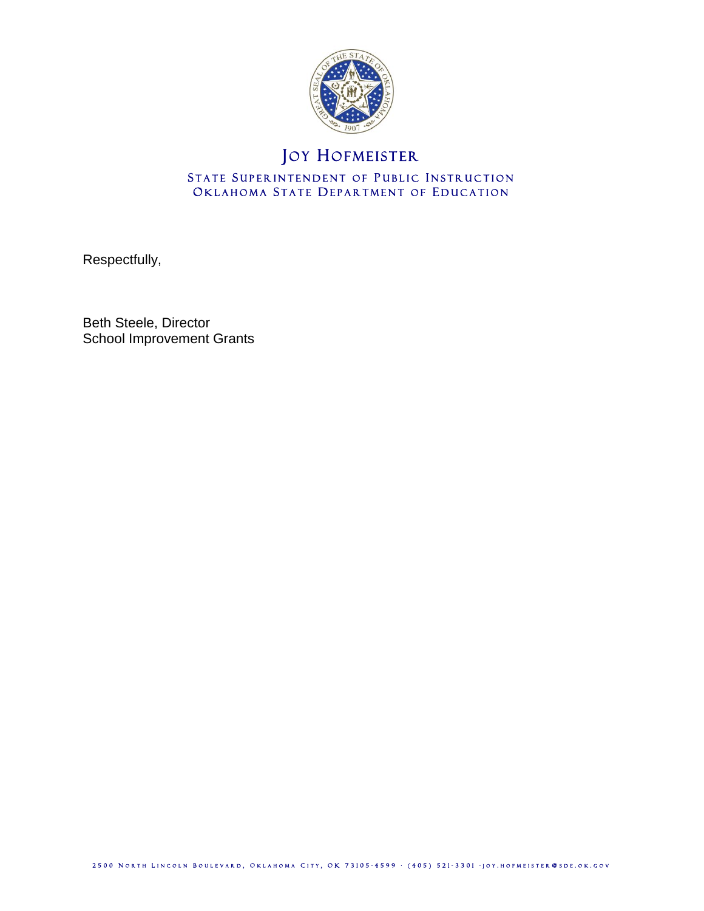# JOY HOFMEISTER

STATE SUPERINTENDENT OF PUBLIC INSTRUCTION
OKLAHOMA STATE DEPARTMENT OF EDUCATION

Respectfully,

Beth Steele, Director
School Improvement Grants

2500 NORTH LINCOLN BOULEVARD, OKLAHOMA CITY, OK 73105-4599 · (405) 521-3301 · JOY.HOFMEISTER@SDE.OK.GOV